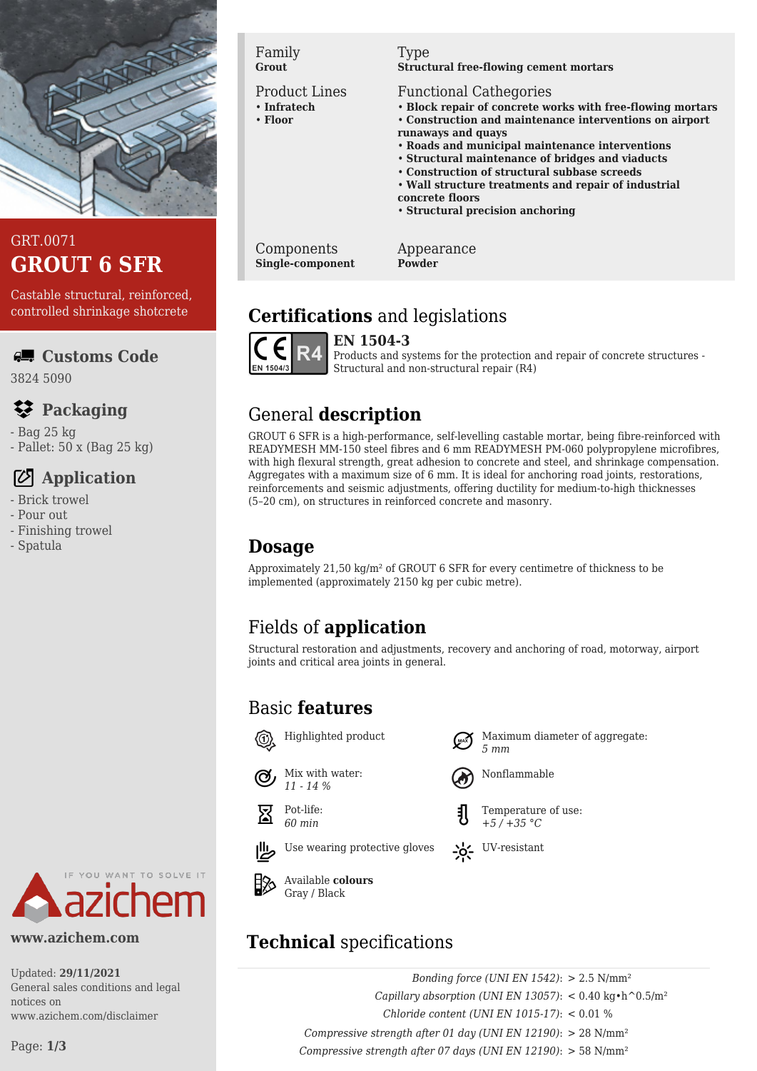GRT.0071

# GROUT 6 SFR

Castable structural, reinforced, controlled shrinkage shotcrete

## Customs Code

3824 5090

## Packaging

- Bag 25 kg
- Pallet: 50 x (Bag 25 kg)

## Application

- Brick trowel
- Pour out
- Finishing trowel
- Spatula

**www.azichem.com**

Updated: **29/11/2021**
General sales conditions and legal notices on www.azichem.com/disclaimer

---

Family
**Grout**

Type
**Structural free-flowing cement mortars**

Product Lines
- **Infratech**
- **Floor**

Functional Cathegories
- **Block repair of concrete works with free-flowing mortars**
- **Construction and maintenance interventions on airport runaways and quays**
- **Roads and municipal maintenance interventions**
- **Structural maintenance of bridges and viaducts**
- **Construction of structural subbase screeds**
- **Wall structure treatments and repair of industrial concrete floors**
- **Structural precision anchoring**

Components
**Single-component**

Appearance
**Powder**

## Certifications and legislations

**EN 1504-3**
Products and systems for the protection and repair of concrete structures - Structural and non-structural repair (R4)

## General description

GROUT 6 SFR is a high-performance, self-levelling castable mortar, being fibre-reinforced with READYMESH MM-150 steel fibres and 6 mm READYMESH PM-060 polypropylene microfibres, with high flexural strength, great adhesion to concrete and steel, and shrinkage compensation. Aggregates with a maximum size of 6 mm. It is ideal for anchoring road joints, restorations, reinforcements and seismic adjustments, offering ductility for medium-to-high thicknesses (5–20 cm), on structures in reinforced concrete and masonry.

## Dosage

Approximately 21,50 kg/m² of GROUT 6 SFR for every centimetre of thickness to be implemented (approximately 2150 kg per cubic metre).

## Fields of application

Structural restoration and adjustments, recovery and anchoring of road, motorway, airport joints and critical area joints in general.

## Basic features

- Highlighted product
- Maximum diameter of aggregate: *5 mm*
- Mix with water: *11 - 14 %*
- Nonflammable
- Pot-life: *60 min*
- Temperature of use: *+5 / +35 °C*
- Use wearing protective gloves
- UV-resistant
- Available **colours**: Gray / Black

## Technical specifications

| | |
|---|---|
| *Bonding force (UNI EN 1542)*: | > 2.5 N/mm² |
| *Capillary absorption (UNI EN 13057)*: | < 0.40 kg•h^0.5/m² |
| *Chloride content (UNI EN 1015-17)*: | < 0.01 % |
| *Compressive strength after 01 day (UNI EN 12190)*: | > 28 N/mm² |
| *Compressive strength after 07 days (UNI EN 12190)*: | > 58 N/mm² |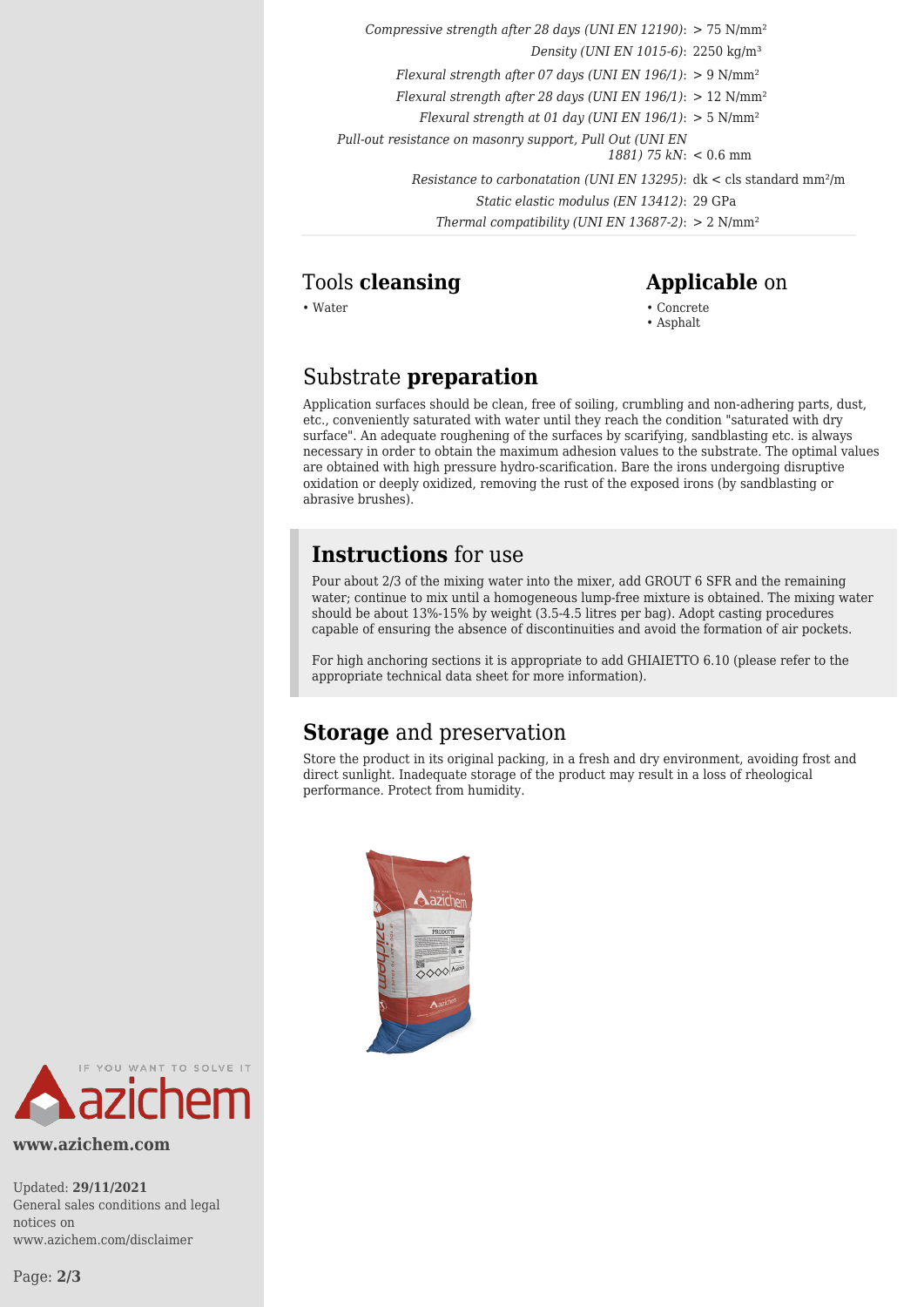| | |
|---|---|
| *Compressive strength after 28 days (UNI EN 12190)*: | > 75 N/mm² |
| *Density (UNI EN 1015-6)*: | 2250 kg/m³ |
| *Flexural strength after 07 days (UNI EN 196/1)*: | > 9 N/mm² |
| *Flexural strength after 28 days (UNI EN 196/1)*: | > 12 N/mm² |
| *Flexural strength at 01 day (UNI EN 196/1)*: | > 5 N/mm² |
| *Pull-out resistance on masonry support, Pull Out (UNI EN 1881) 75 kN*: | < 0.6 mm |
| *Resistance to carbonatation (UNI EN 13295)*: | dk < cls standard mm²/m |
| *Static elastic modulus (EN 13412)*: | 29 GPa |
| *Thermal compatibility (UNI EN 13687-2)*: | > 2 N/mm² |

## Tools **cleansing**

- Water

## **Applicable** on

- Concrete
- Asphalt

## Substrate **preparation**

Application surfaces should be clean, free of soiling, crumbling and non-adhering parts, dust, etc., conveniently saturated with water until they reach the condition "saturated with dry surface". An adequate roughening of the surfaces by scarifying, sandblasting etc. is always necessary in order to obtain the maximum adhesion values to the substrate. The optimal values are obtained with high pressure hydro-scarification. Bare the irons undergoing disruptive oxidation or deeply oxidized, removing the rust of the exposed irons (by sandblasting or abrasive brushes).

## **Instructions** for use

Pour about 2/3 of the mixing water into the mixer, add GROUT 6 SFR and the remaining water; continue to mix until a homogeneous lump-free mixture is obtained. The mixing water should be about 13%-15% by weight (3.5-4.5 litres per bag). Adopt casting procedures capable of ensuring the absence of discontinuities and avoid the formation of air pockets.

For high anchoring sections it is appropriate to add GHIAIETTO 6.10 (please refer to the appropriate technical data sheet for more information).

## **Storage** and preservation

Store the product in its original packing, in a fresh and dry environment, avoiding frost and direct sunlight. Inadequate storage of the product may result in a loss of rheological performance. Protect from humidity.

www.azichem.com

Updated: **29/11/2021**
General sales conditions and legal notices on www.azichem.com/disclaimer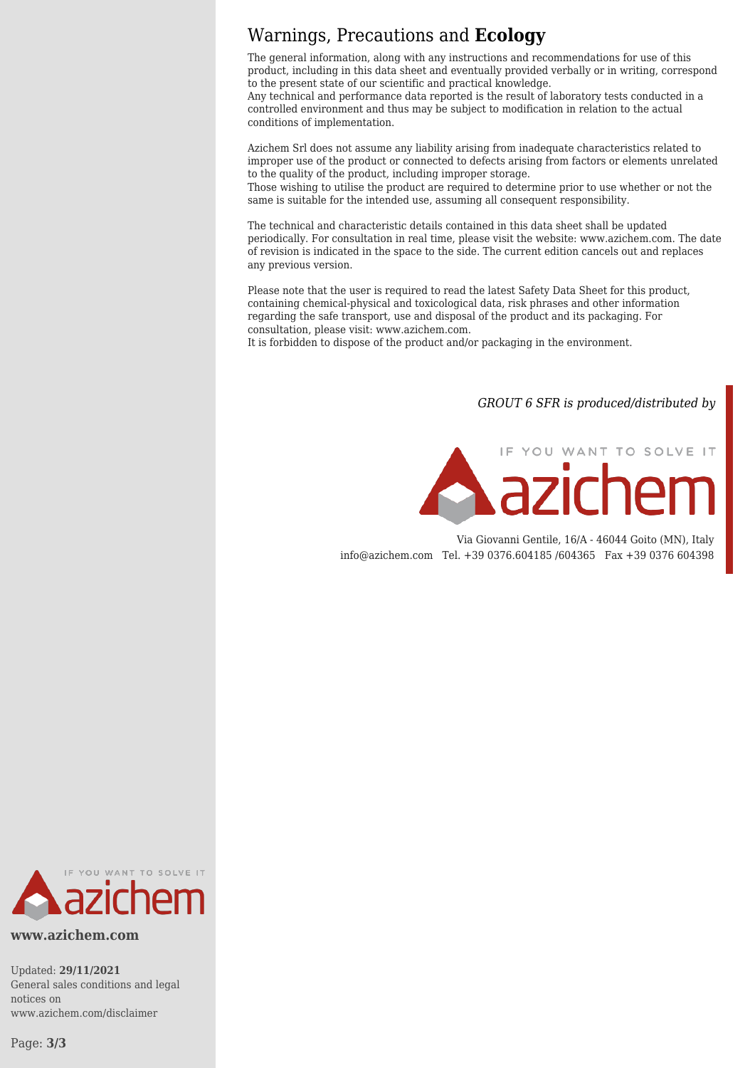# Warnings, Precautions and **Ecology**

The general information, along with any instructions and recommendations for use of this product, including in this data sheet and eventually provided verbally or in writing, correspond to the present state of our scientific and practical knowledge.
Any technical and performance data reported is the result of laboratory tests conducted in a controlled environment and thus may be subject to modification in relation to the actual conditions of implementation.

Azichem Srl does not assume any liability arising from inadequate characteristics related to improper use of the product or connected to defects arising from factors or elements unrelated to the quality of the product, including improper storage.
Those wishing to utilise the product are required to determine prior to use whether or not the same is suitable for the intended use, assuming all consequent responsibility.

The technical and characteristic details contained in this data sheet shall be updated periodically. For consultation in real time, please visit the website: www.azichem.com. The date of revision is indicated in the space to the side. The current edition cancels out and replaces any previous version.

Please note that the user is required to read the latest Safety Data Sheet for this product, containing chemical-physical and toxicological data, risk phrases and other information regarding the safe transport, use and disposal of the product and its packaging. For consultation, please visit: www.azichem.com.
It is forbidden to dispose of the product and/or packaging in the environment.

*GROUT 6 SFR is produced/distributed by*

IF YOU WANT TO SOLVE IT
azichem

Via Giovanni Gentile, 16/A - 46044 Goito (MN), Italy
info@azichem.com Tel. +39 0376.604185 /604365 Fax +39 0376 604398

IF YOU WANT TO SOLVE IT
azichem

**www.azichem.com**

Updated: **29/11/2021**
General sales conditions and legal notices on www.azichem.com/disclaimer